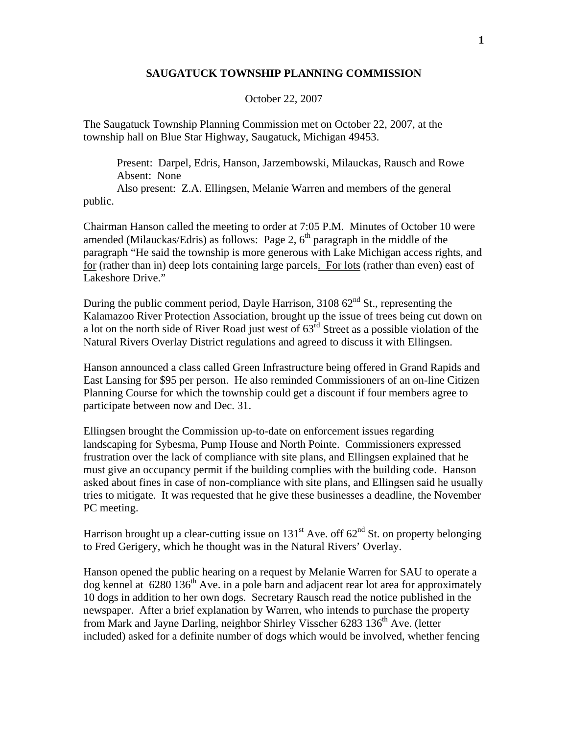# SAUGATUCK TOWNSHIP PLANNING COMMISSION

October 22, 2007

The Saugatuck Township Planning Commission met on October 22, 2007, at the township hall on Blue Star Highway, Saugatuck, Michigan 49453.

Present: Darpel, Edris, Hanson, Jarzembowski, Milauckas, Rausch and Rowe
Absent: None
Also present: Z.A. Ellingsen, Melanie Warren and members of the general public.

Chairman Hanson called the meeting to order at 7:05 P.M. Minutes of October 10 were amended (Milauckas/Edris) as follows: Page 2, 6th paragraph in the middle of the paragraph "He said the township is more generous with Lake Michigan access rights, and for (rather than in) deep lots containing large parcels. For lots (rather than even) east of Lakeshore Drive."

During the public comment period, Dayle Harrison, 3108 62nd St., representing the Kalamazoo River Protection Association, brought up the issue of trees being cut down on a lot on the north side of River Road just west of 63rd Street as a possible violation of the Natural Rivers Overlay District regulations and agreed to discuss it with Ellingsen.

Hanson announced a class called Green Infrastructure being offered in Grand Rapids and East Lansing for $95 per person. He also reminded Commissioners of an on-line Citizen Planning Course for which the township could get a discount if four members agree to participate between now and Dec. 31.

Ellingsen brought the Commission up-to-date on enforcement issues regarding landscaping for Sybesma, Pump House and North Pointe. Commissioners expressed frustration over the lack of compliance with site plans, and Ellingsen explained that he must give an occupancy permit if the building complies with the building code. Hanson asked about fines in case of non-compliance with site plans, and Ellingsen said he usually tries to mitigate. It was requested that he give these businesses a deadline, the November PC meeting.

Harrison brought up a clear-cutting issue on 131st Ave. off 62nd St. on property belonging to Fred Gerigery, which he thought was in the Natural Rivers' Overlay.

Hanson opened the public hearing on a request by Melanie Warren for SAU to operate a dog kennel at 6280 136th Ave. in a pole barn and adjacent rear lot area for approximately 10 dogs in addition to her own dogs. Secretary Rausch read the notice published in the newspaper. After a brief explanation by Warren, who intends to purchase the property from Mark and Jayne Darling, neighbor Shirley Visscher 6283 136th Ave. (letter included) asked for a definite number of dogs which would be involved, whether fencing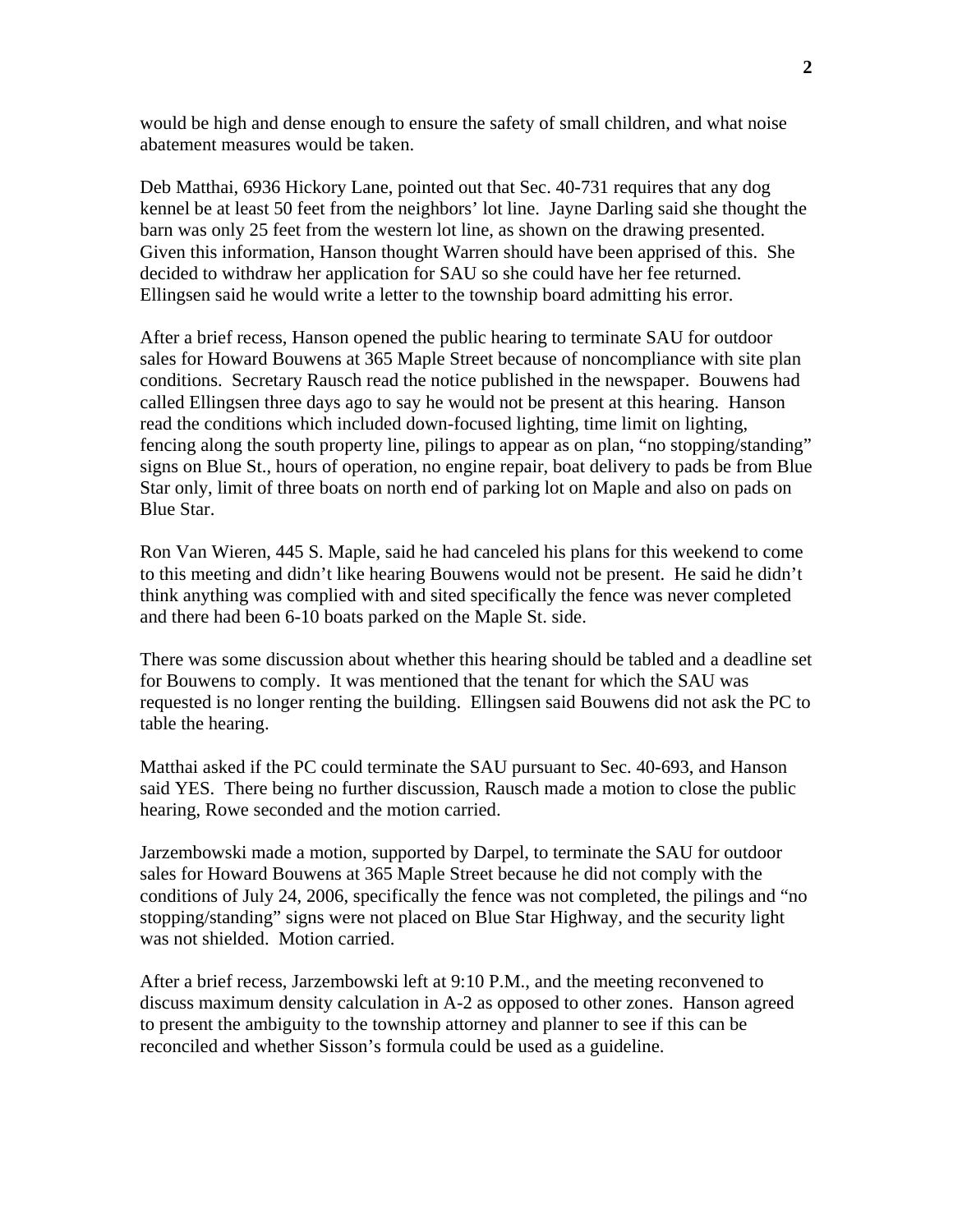would be high and dense enough to ensure the safety of small children, and what noise abatement measures would be taken.

Deb Matthai, 6936 Hickory Lane, pointed out that Sec. 40-731 requires that any dog kennel be at least 50 feet from the neighbors' lot line. Jayne Darling said she thought the barn was only 25 feet from the western lot line, as shown on the drawing presented. Given this information, Hanson thought Warren should have been apprised of this. She decided to withdraw her application for SAU so she could have her fee returned. Ellingsen said he would write a letter to the township board admitting his error.

After a brief recess, Hanson opened the public hearing to terminate SAU for outdoor sales for Howard Bouwens at 365 Maple Street because of noncompliance with site plan conditions. Secretary Rausch read the notice published in the newspaper. Bouwens had called Ellingsen three days ago to say he would not be present at this hearing. Hanson read the conditions which included down-focused lighting, time limit on lighting, fencing along the south property line, pilings to appear as on plan, "no stopping/standing" signs on Blue St., hours of operation, no engine repair, boat delivery to pads be from Blue Star only, limit of three boats on north end of parking lot on Maple and also on pads on Blue Star.

Ron Van Wieren, 445 S. Maple, said he had canceled his plans for this weekend to come to this meeting and didn't like hearing Bouwens would not be present. He said he didn't think anything was complied with and sited specifically the fence was never completed and there had been 6-10 boats parked on the Maple St. side.

There was some discussion about whether this hearing should be tabled and a deadline set for Bouwens to comply. It was mentioned that the tenant for which the SAU was requested is no longer renting the building. Ellingsen said Bouwens did not ask the PC to table the hearing.

Matthai asked if the PC could terminate the SAU pursuant to Sec. 40-693, and Hanson said YES. There being no further discussion, Rausch made a motion to close the public hearing, Rowe seconded and the motion carried.

Jarzembowski made a motion, supported by Darpel, to terminate the SAU for outdoor sales for Howard Bouwens at 365 Maple Street because he did not comply with the conditions of July 24, 2006, specifically the fence was not completed, the pilings and "no stopping/standing" signs were not placed on Blue Star Highway, and the security light was not shielded. Motion carried.

After a brief recess, Jarzembowski left at 9:10 P.M., and the meeting reconvened to discuss maximum density calculation in A-2 as opposed to other zones. Hanson agreed to present the ambiguity to the township attorney and planner to see if this can be reconciled and whether Sisson's formula could be used as a guideline.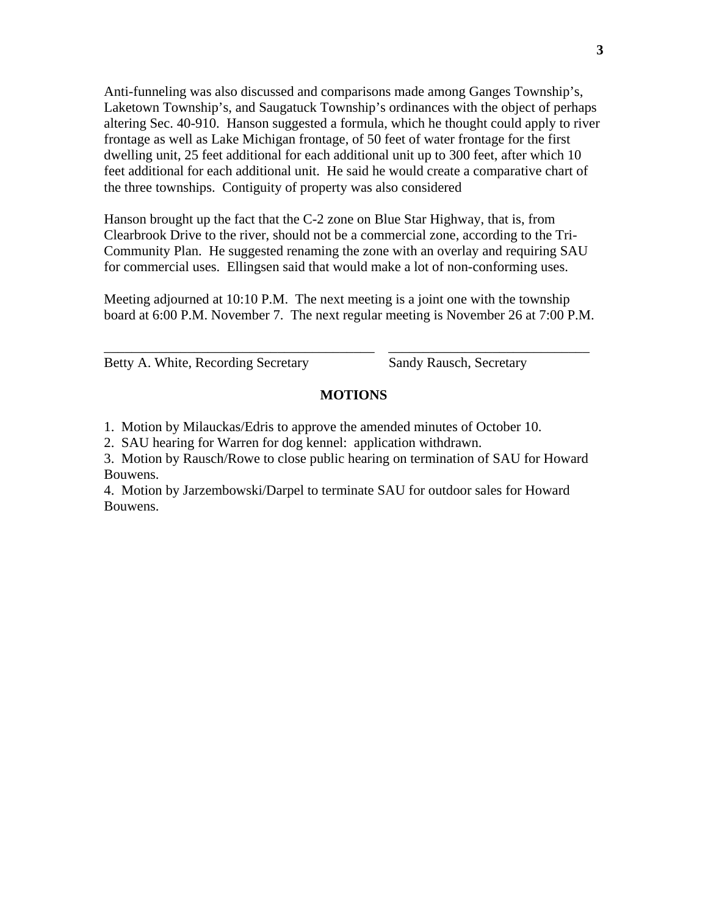Anti-funneling was also discussed and comparisons made among Ganges Township's, Laketown Township's, and Saugatuck Township's ordinances with the object of perhaps altering Sec. 40-910. Hanson suggested a formula, which he thought could apply to river frontage as well as Lake Michigan frontage, of 50 feet of water frontage for the first dwelling unit, 25 feet additional for each additional unit up to 300 feet, after which 10 feet additional for each additional unit. He said he would create a comparative chart of the three townships. Contiguity of property was also considered

Hanson brought up the fact that the C-2 zone on Blue Star Highway, that is, from Clearbrook Drive to the river, should not be a commercial zone, according to the Tri-Community Plan. He suggested renaming the zone with an overlay and requiring SAU for commercial uses. Ellingsen said that would make a lot of non-conforming uses.

Meeting adjourned at 10:10 P.M. The next meeting is a joint one with the township board at 6:00 P.M. November 7. The next regular meeting is November 26 at 7:00 P.M.

\_\_\_\_\_\_\_\_\_\_\_\_\_\_\_\_\_\_\_\_\_\_\_\_\_\_\_\_\_\_\_\_\_\_\_\_\_\_\_\_ \_\_\_\_\_\_\_\_\_\_\_\_\_\_\_\_\_\_\_\_\_\_\_\_\_\_\_\_\_\_\_\_

Betty A. White, Recording Secretary Sandy Rausch, Secretary

**MOTIONS**

1. Motion by Milauckas/Edris to approve the amended minutes of October 10.
2. SAU hearing for Warren for dog kennel: application withdrawn.
3. Motion by Rausch/Rowe to close public hearing on termination of SAU for Howard Bouwens.
4. Motion by Jarzembowski/Darpel to terminate SAU for outdoor sales for Howard Bouwens.